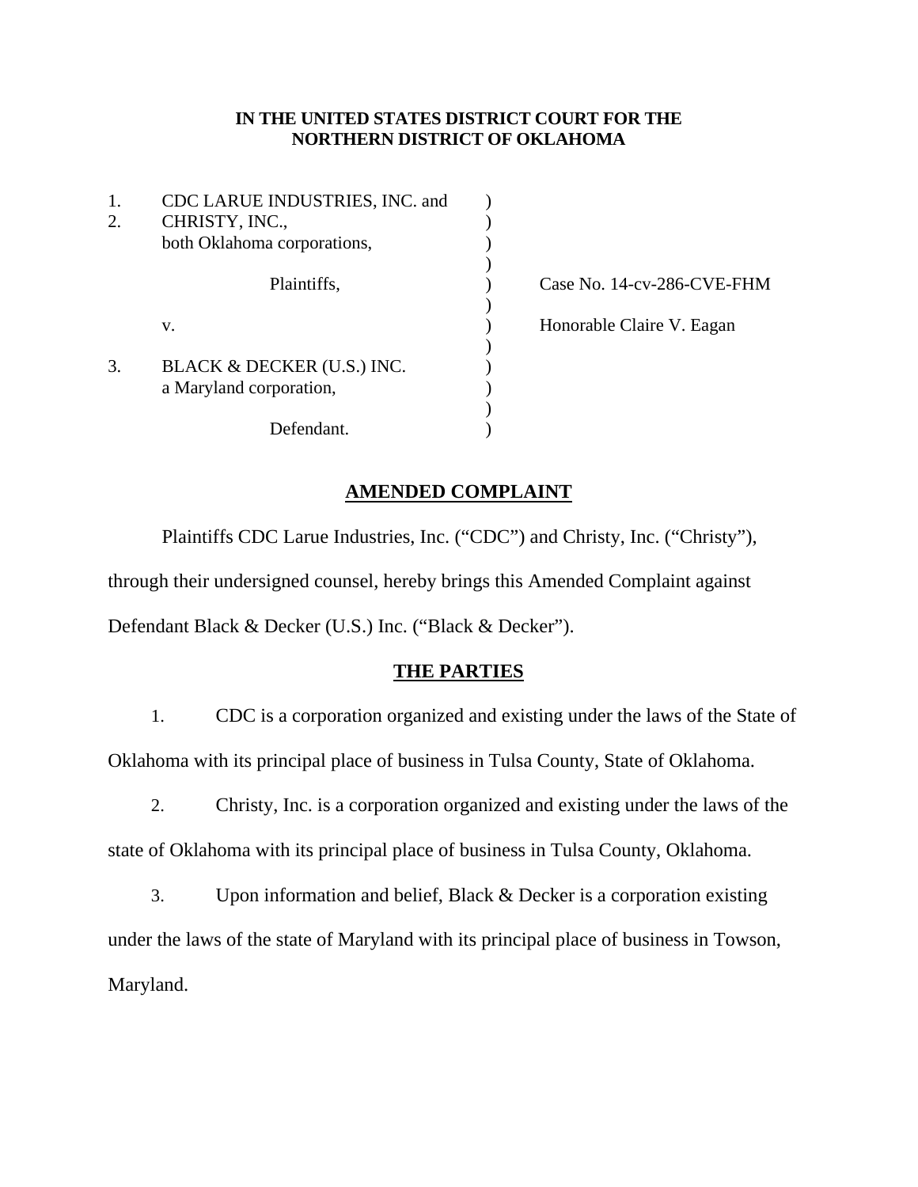**IN THE UNITED STATES DISTRICT COURT FOR THE**
**NORTHERN DISTRICT OF OKLAHOMA**

| | | |
|---|---|---|
| 1. CDC LARUE INDUSTRIES, INC. and<br>2. CHRISTY, INC.,<br>both Oklahoma corporations, | ) | |
| Plaintiffs, | ) | Case No. 14-cv-286-CVE-FHM |
| v. | ) | Honorable Claire V. Eagan |
| 3. BLACK & DECKER (U.S.) INC.<br>a Maryland corporation, | ) | |
| Defendant. | ) | |

## AMENDED COMPLAINT

Plaintiffs CDC Larue Industries, Inc. ("CDC") and Christy, Inc. ("Christy"), through their undersigned counsel, hereby brings this Amended Complaint against Defendant Black & Decker (U.S.) Inc. ("Black & Decker").

## THE PARTIES

1. CDC is a corporation organized and existing under the laws of the State of Oklahoma with its principal place of business in Tulsa County, State of Oklahoma.

2. Christy, Inc. is a corporation organized and existing under the laws of the state of Oklahoma with its principal place of business in Tulsa County, Oklahoma.

3. Upon information and belief, Black & Decker is a corporation existing under the laws of the state of Maryland with its principal place of business in Towson, Maryland.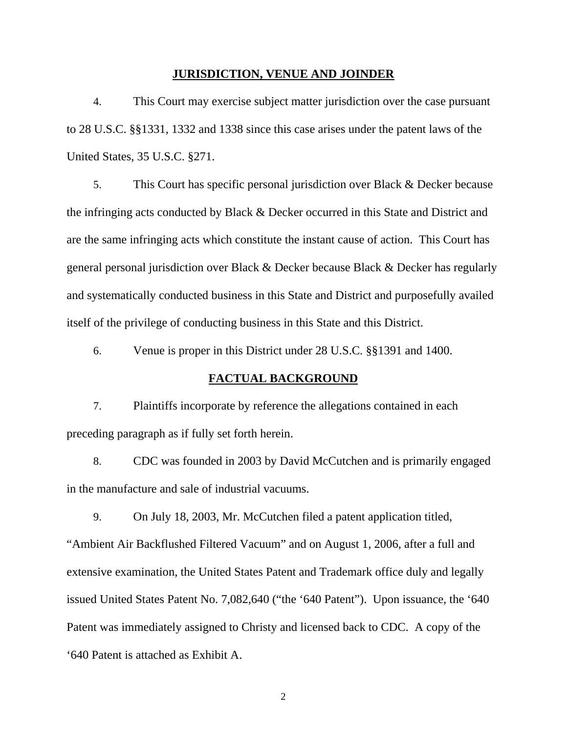## JURISDICTION, VENUE AND JOINDER

4. This Court may exercise subject matter jurisdiction over the case pursuant to 28 U.S.C. §§1331, 1332 and 1338 since this case arises under the patent laws of the United States, 35 U.S.C. §271.

5. This Court has specific personal jurisdiction over Black & Decker because the infringing acts conducted by Black & Decker occurred in this State and District and are the same infringing acts which constitute the instant cause of action. This Court has general personal jurisdiction over Black & Decker because Black & Decker has regularly and systematically conducted business in this State and District and purposefully availed itself of the privilege of conducting business in this State and this District.

6. Venue is proper in this District under 28 U.S.C. §§1391 and 1400.

## FACTUAL BACKGROUND

7. Plaintiffs incorporate by reference the allegations contained in each preceding paragraph as if fully set forth herein.

8. CDC was founded in 2003 by David McCutchen and is primarily engaged in the manufacture and sale of industrial vacuums.

9. On July 18, 2003, Mr. McCutchen filed a patent application titled, "Ambient Air Backflushed Filtered Vacuum" and on August 1, 2006, after a full and extensive examination, the United States Patent and Trademark office duly and legally issued United States Patent No. 7,082,640 ("the '640 Patent"). Upon issuance, the '640 Patent was immediately assigned to Christy and licensed back to CDC. A copy of the '640 Patent is attached as Exhibit A.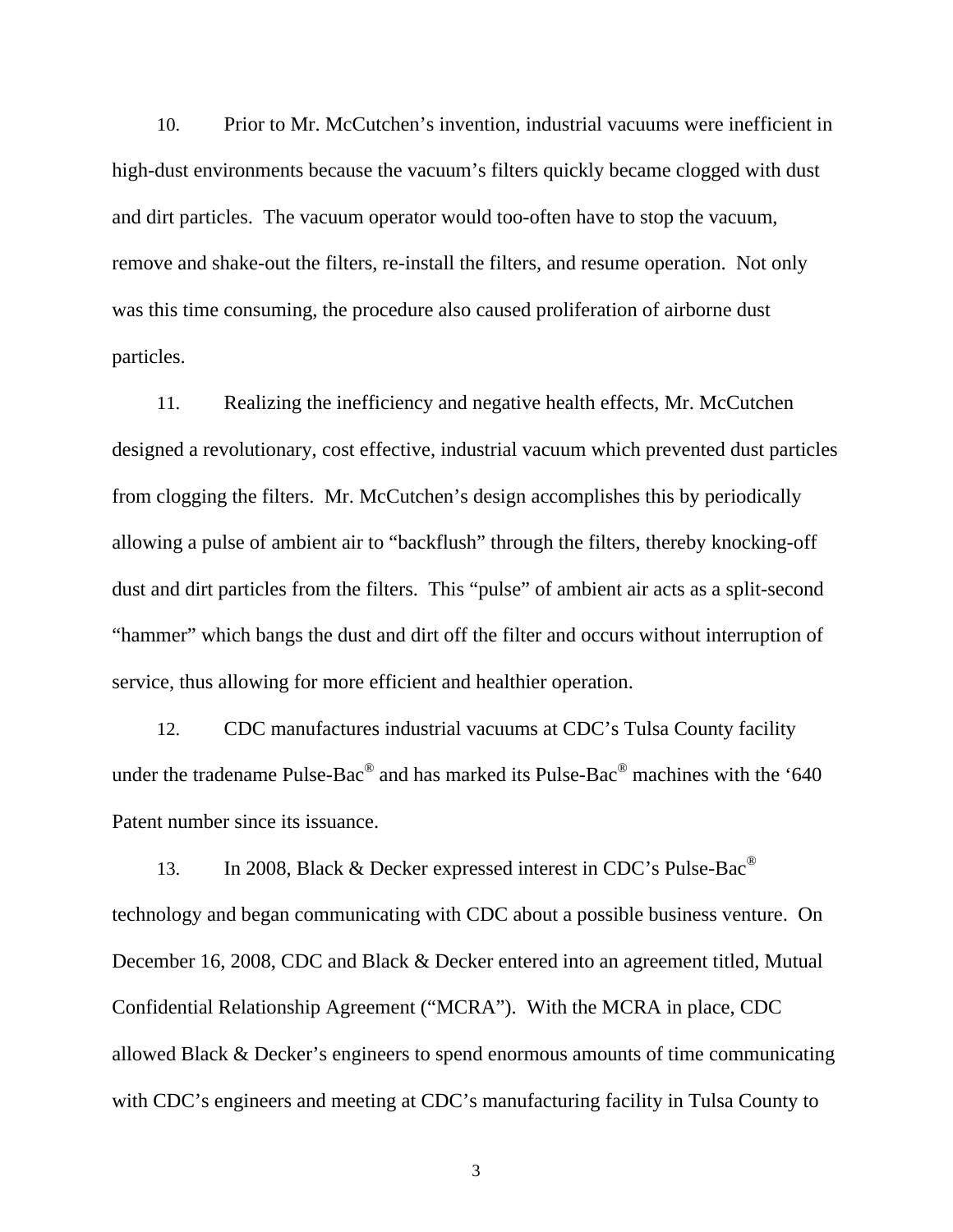10. Prior to Mr. McCutchen's invention, industrial vacuums were inefficient in high-dust environments because the vacuum's filters quickly became clogged with dust and dirt particles. The vacuum operator would too-often have to stop the vacuum, remove and shake-out the filters, re-install the filters, and resume operation. Not only was this time consuming, the procedure also caused proliferation of airborne dust particles.

11. Realizing the inefficiency and negative health effects, Mr. McCutchen designed a revolutionary, cost effective, industrial vacuum which prevented dust particles from clogging the filters. Mr. McCutchen's design accomplishes this by periodically allowing a pulse of ambient air to "backflush" through the filters, thereby knocking-off dust and dirt particles from the filters. This "pulse" of ambient air acts as a split-second "hammer" which bangs the dust and dirt off the filter and occurs without interruption of service, thus allowing for more efficient and healthier operation.

12. CDC manufactures industrial vacuums at CDC's Tulsa County facility under the tradename Pulse-Bac® and has marked its Pulse-Bac® machines with the '640 Patent number since its issuance.

13. In 2008, Black & Decker expressed interest in CDC's Pulse-Bac® technology and began communicating with CDC about a possible business venture. On December 16, 2008, CDC and Black & Decker entered into an agreement titled, Mutual Confidential Relationship Agreement ("MCRA"). With the MCRA in place, CDC allowed Black & Decker's engineers to spend enormous amounts of time communicating with CDC's engineers and meeting at CDC's manufacturing facility in Tulsa County to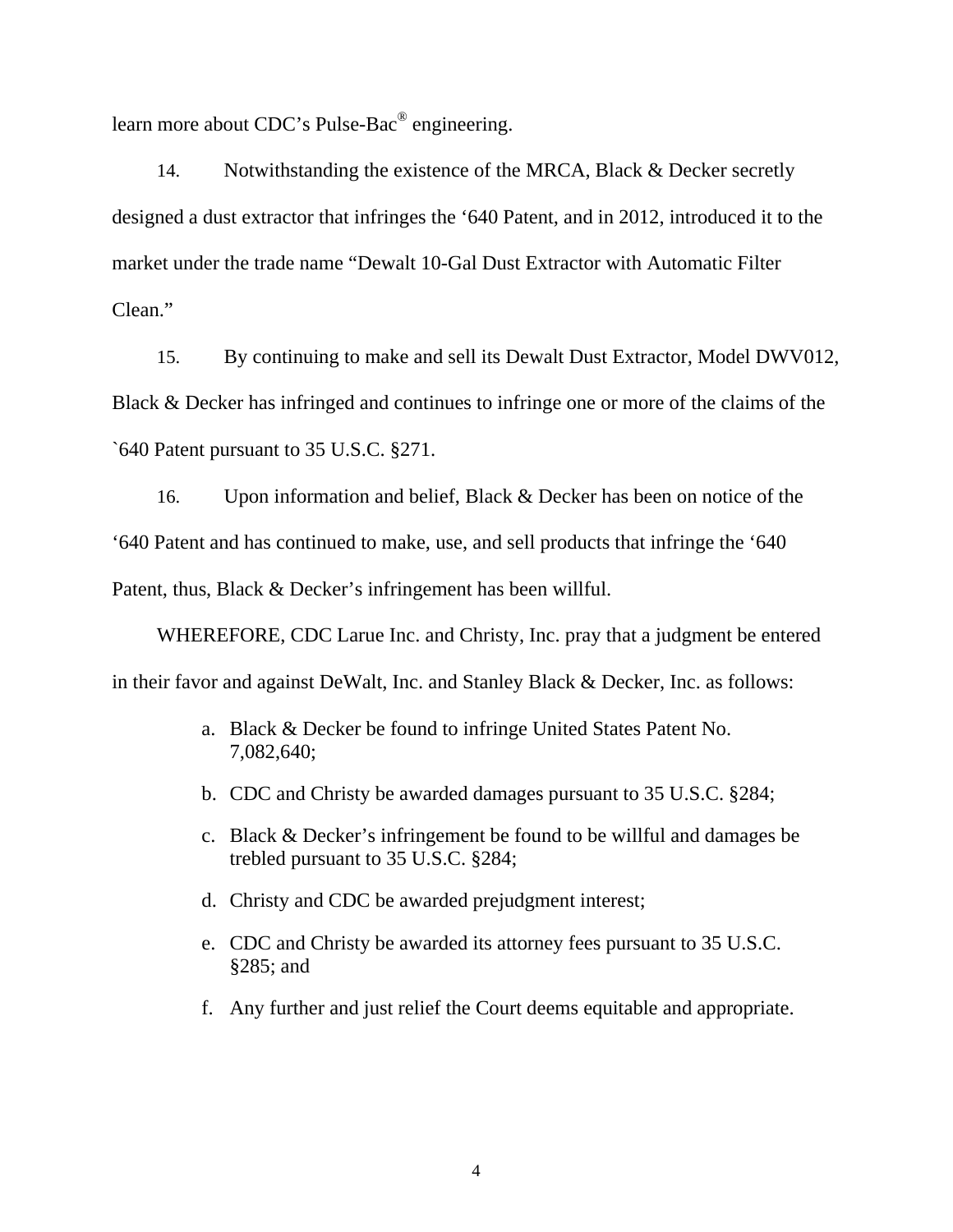learn more about CDC's Pulse-Bac® engineering.

14. Notwithstanding the existence of the MRCA, Black & Decker secretly designed a dust extractor that infringes the '640 Patent, and in 2012, introduced it to the market under the trade name "Dewalt 10-Gal Dust Extractor with Automatic Filter Clean."

15. By continuing to make and sell its Dewalt Dust Extractor, Model DWV012, Black & Decker has infringed and continues to infringe one or more of the claims of the `640 Patent pursuant to 35 U.S.C. §271.

16. Upon information and belief, Black & Decker has been on notice of the '640 Patent and has continued to make, use, and sell products that infringe the '640 Patent, thus, Black & Decker's infringement has been willful.

WHEREFORE, CDC Larue Inc. and Christy, Inc. pray that a judgment be entered in their favor and against DeWalt, Inc. and Stanley Black & Decker, Inc. as follows:

a. Black & Decker be found to infringe United States Patent No. 7,082,640;

b. CDC and Christy be awarded damages pursuant to 35 U.S.C. §284;

c. Black & Decker's infringement be found to be willful and damages be trebled pursuant to 35 U.S.C. §284;

d. Christy and CDC be awarded prejudgment interest;

e. CDC and Christy be awarded its attorney fees pursuant to 35 U.S.C. §285; and

f. Any further and just relief the Court deems equitable and appropriate.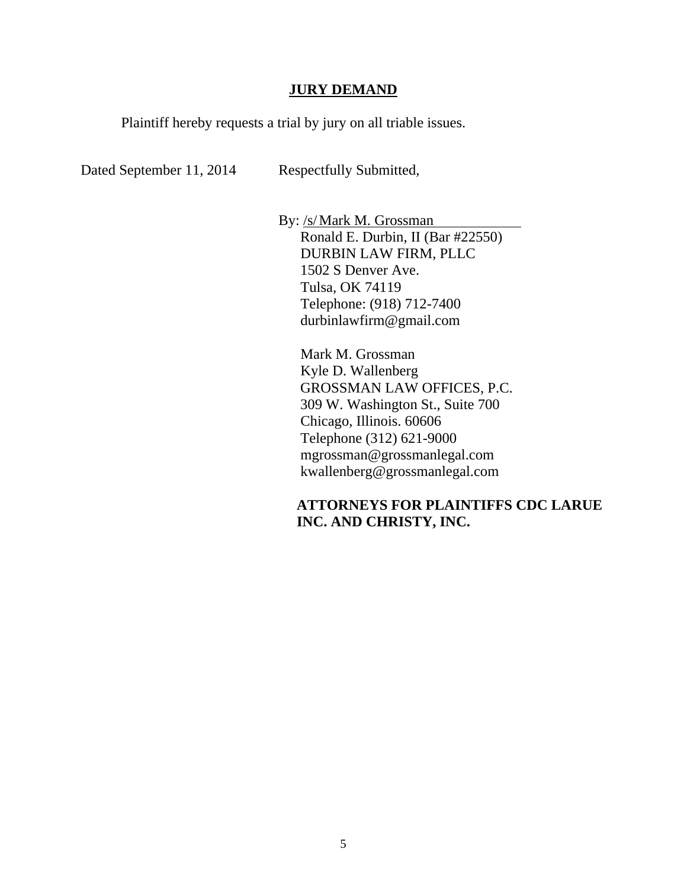## **JURY DEMAND**

Plaintiff hereby requests a trial by jury on all triable issues.

Dated September 11, 2014 Respectfully Submitted,

By: /s/ Mark M. Grossman
Ronald E. Durbin, II (Bar #22550)
DURBIN LAW FIRM, PLLC
1502 S Denver Ave.
Tulsa, OK 74119
Telephone: (918) 712-7400
durbinlawfirm@gmail.com

Mark M. Grossman
Kyle D. Wallenberg
GROSSMAN LAW OFFICES, P.C.
309 W. Washington St., Suite 700
Chicago, Illinois. 60606
Telephone (312) 621-9000
mgrossman@grossmanlegal.com
kwallenberg@grossmanlegal.com

**ATTORNEYS FOR PLAINTIFFS CDC LARUE INC. AND CHRISTY, INC.**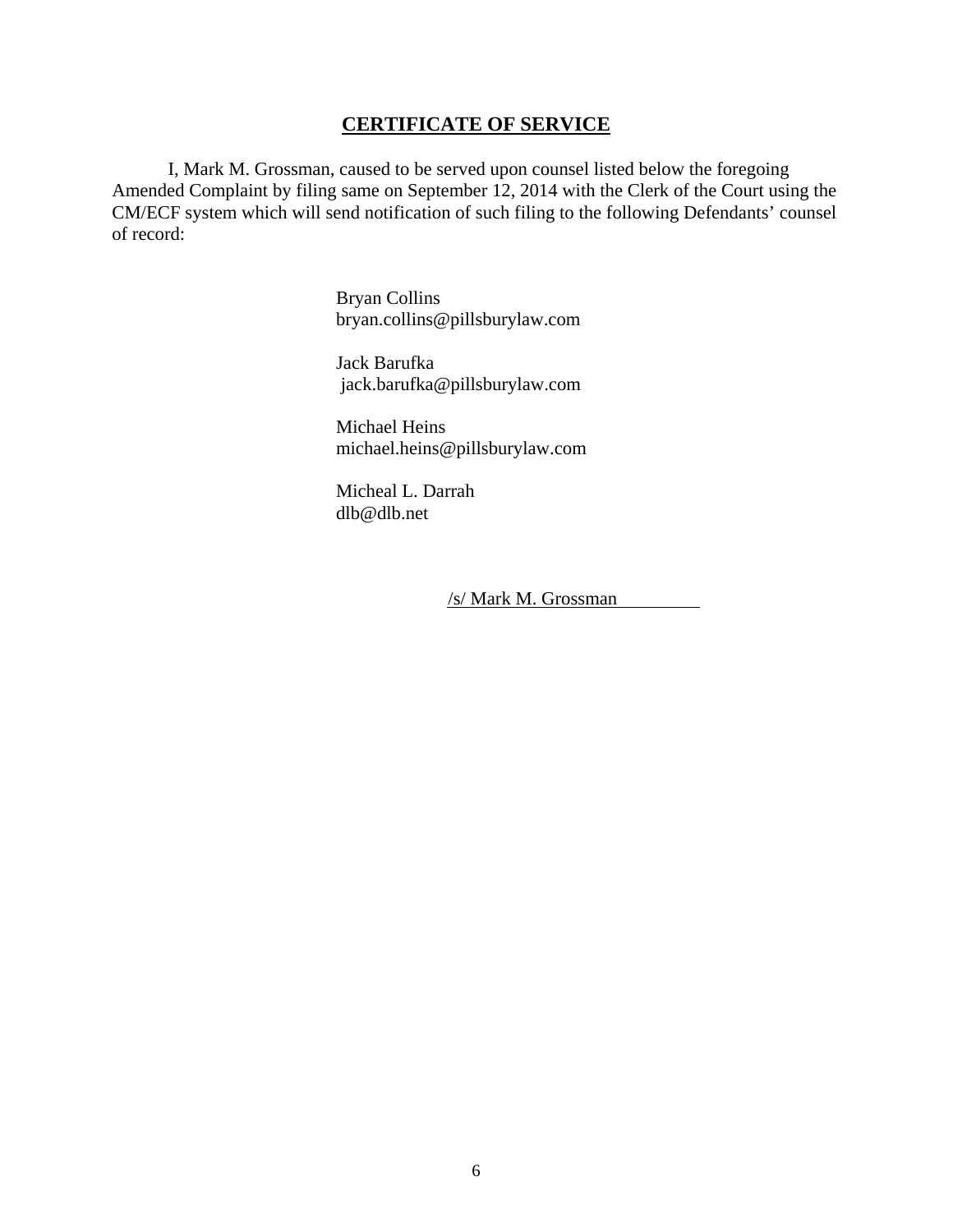## CERTIFICATE OF SERVICE

I, Mark M. Grossman, caused to be served upon counsel listed below the foregoing Amended Complaint by filing same on September 12, 2014 with the Clerk of the Court using the CM/ECF system which will send notification of such filing to the following Defendants' counsel of record:

Bryan Collins
bryan.collins@pillsburylaw.com

Jack Barufka
jack.barufka@pillsburylaw.com

Michael Heins
michael.heins@pillsburylaw.com

Micheal L. Darrah
dlb@dlb.net

/s/ Mark M. Grossman